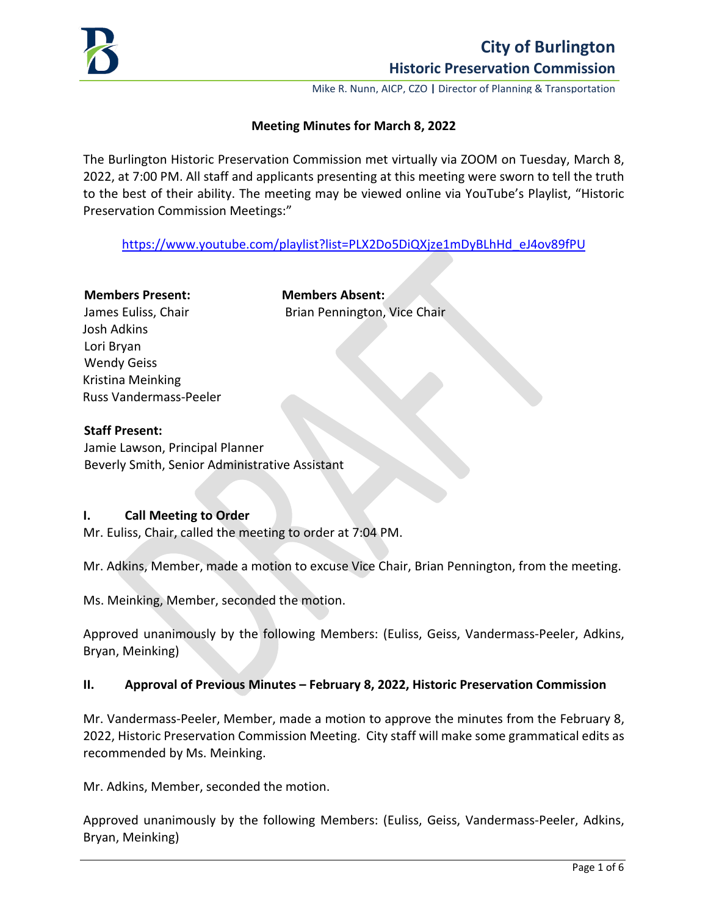# City of Burlington
## Historic Preservation Commission

Mike R. Nunn, AICP, CZO | Director of Planning & Transportation

### Meeting Minutes for March 8, 2022

The Burlington Historic Preservation Commission met virtually via ZOOM on Tuesday, March 8, 2022, at 7:00 PM. All staff and applicants presenting at this meeting were sworn to tell the truth to the best of their ability. The meeting may be viewed online via YouTube's Playlist, "Historic Preservation Commission Meetings:"

https://www.youtube.com/playlist?list=PLX2Do5DiQXjze1mDyBLhHd_eJ4ov89fPU

**Members Present:**
James Euliss, Chair
Josh Adkins
Lori Bryan
Wendy Geiss
Kristina Meinking
Russ Vandermass-Peeler

**Members Absent:**
Brian Pennington, Vice Chair

**Staff Present:**
Jamie Lawson, Principal Planner
Beverly Smith, Senior Administrative Assistant

### I. Call Meeting to Order

Mr. Euliss, Chair, called the meeting to order at 7:04 PM.

Mr. Adkins, Member, made a motion to excuse Vice Chair, Brian Pennington, from the meeting.

Ms. Meinking, Member, seconded the motion.

Approved unanimously by the following Members: (Euliss, Geiss, Vandermass-Peeler, Adkins, Bryan, Meinking)

### II. Approval of Previous Minutes – February 8, 2022, Historic Preservation Commission

Mr. Vandermass-Peeler, Member, made a motion to approve the minutes from the February 8, 2022, Historic Preservation Commission Meeting. City staff will make some grammatical edits as recommended by Ms. Meinking.

Mr. Adkins, Member, seconded the motion.

Approved unanimously by the following Members: (Euliss, Geiss, Vandermass-Peeler, Adkins, Bryan, Meinking)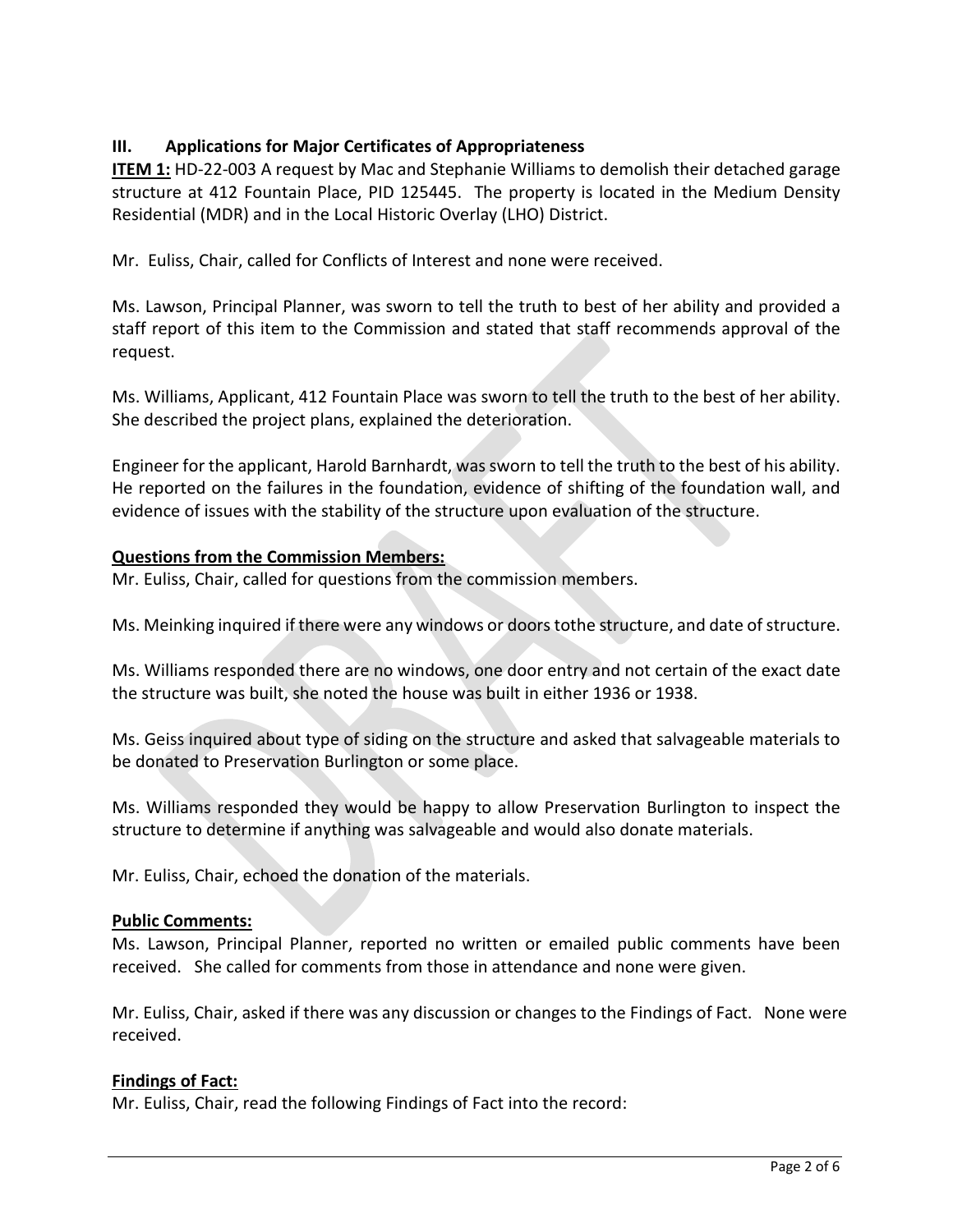## III. Applications for Major Certificates of Appropriateness

**ITEM 1:** HD-22-003 A request by Mac and Stephanie Williams to demolish their detached garage structure at 412 Fountain Place, PID 125445. The property is located in the Medium Density Residential (MDR) and in the Local Historic Overlay (LHO) District.

Mr. Euliss, Chair, called for Conflicts of Interest and none were received.

Ms. Lawson, Principal Planner, was sworn to tell the truth to best of her ability and provided a staff report of this item to the Commission and stated that staff recommends approval of the request.

Ms. Williams, Applicant, 412 Fountain Place was sworn to tell the truth to the best of her ability. She described the project plans, explained the deterioration.

Engineer for the applicant, Harold Barnhardt, was sworn to tell the truth to the best of his ability. He reported on the failures in the foundation, evidence of shifting of the foundation wall, and evidence of issues with the stability of the structure upon evaluation of the structure.

**Questions from the Commission Members:**

Mr. Euliss, Chair, called for questions from the commission members.

Ms. Meinking inquired if there were any windows or doors tothe structure, and date of structure.

Ms. Williams responded there are no windows, one door entry and not certain of the exact date the structure was built, she noted the house was built in either 1936 or 1938.

Ms. Geiss inquired about type of siding on the structure and asked that salvageable materials to be donated to Preservation Burlington or some place.

Ms. Williams responded they would be happy to allow Preservation Burlington to inspect the structure to determine if anything was salvageable and would also donate materials.

Mr. Euliss, Chair, echoed the donation of the materials.

**Public Comments:**

Ms. Lawson, Principal Planner, reported no written or emailed public comments have been received. She called for comments from those in attendance and none were given.

Mr. Euliss, Chair, asked if there was any discussion or changes to the Findings of Fact. None were received.

**Findings of Fact:**

Mr. Euliss, Chair, read the following Findings of Fact into the record: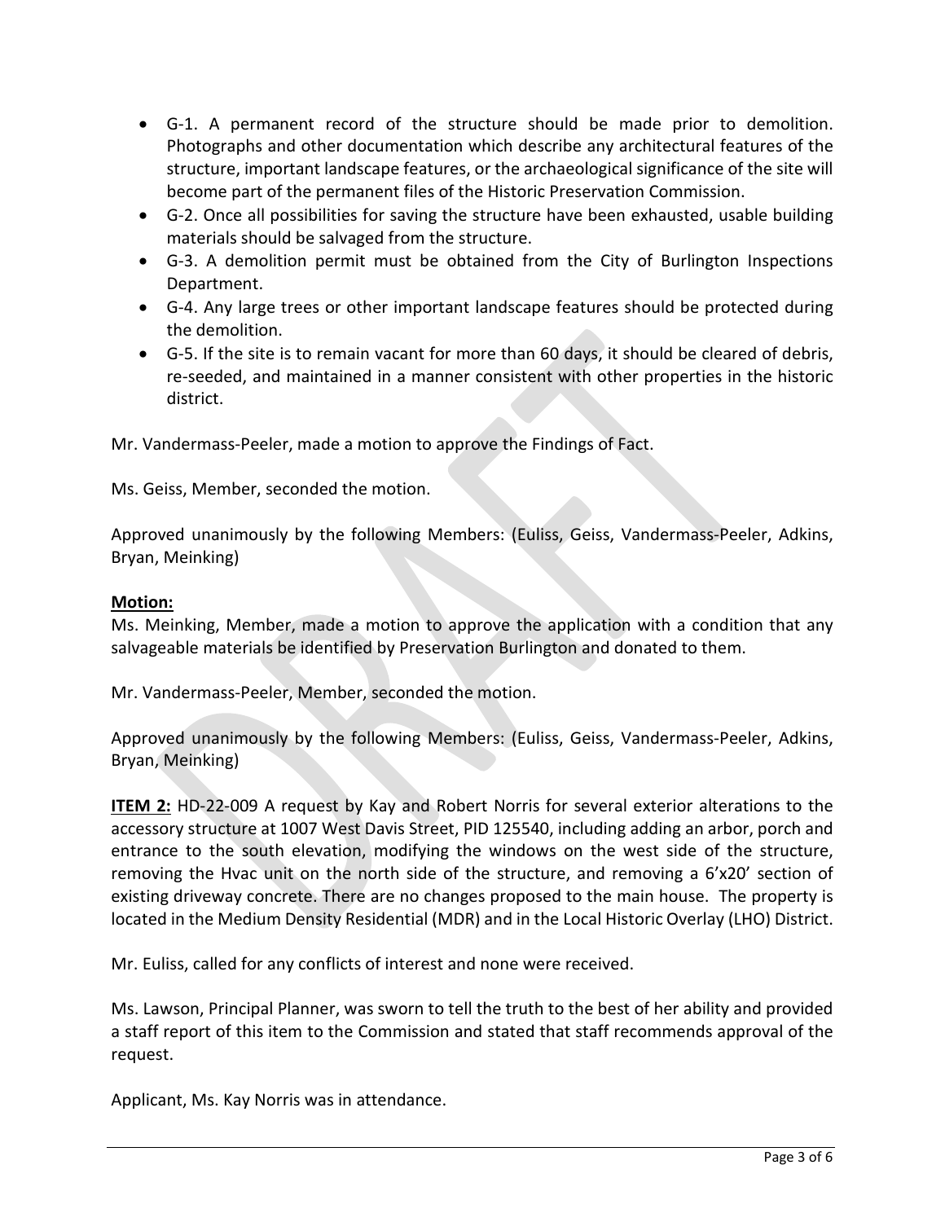- G-1. A permanent record of the structure should be made prior to demolition. Photographs and other documentation which describe any architectural features of the structure, important landscape features, or the archaeological significance of the site will become part of the permanent files of the Historic Preservation Commission.
- G-2. Once all possibilities for saving the structure have been exhausted, usable building materials should be salvaged from the structure.
- G-3. A demolition permit must be obtained from the City of Burlington Inspections Department.
- G-4. Any large trees or other important landscape features should be protected during the demolition.
- G-5. If the site is to remain vacant for more than 60 days, it should be cleared of debris, re-seeded, and maintained in a manner consistent with other properties in the historic district.

Mr. Vandermass-Peeler, made a motion to approve the Findings of Fact.

Ms. Geiss, Member, seconded the motion.

Approved unanimously by the following Members: (Euliss, Geiss, Vandermass-Peeler, Adkins, Bryan, Meinking)

**Motion:**

Ms. Meinking, Member, made a motion to approve the application with a condition that any salvageable materials be identified by Preservation Burlington and donated to them.

Mr. Vandermass-Peeler, Member, seconded the motion.

Approved unanimously by the following Members: (Euliss, Geiss, Vandermass-Peeler, Adkins, Bryan, Meinking)

**ITEM 2:** HD-22-009 A request by Kay and Robert Norris for several exterior alterations to the accessory structure at 1007 West Davis Street, PID 125540, including adding an arbor, porch and entrance to the south elevation, modifying the windows on the west side of the structure, removing the Hvac unit on the north side of the structure, and removing a 6'x20' section of existing driveway concrete. There are no changes proposed to the main house. The property is located in the Medium Density Residential (MDR) and in the Local Historic Overlay (LHO) District.

Mr. Euliss, called for any conflicts of interest and none were received.

Ms. Lawson, Principal Planner, was sworn to tell the truth to the best of her ability and provided a staff report of this item to the Commission and stated that staff recommends approval of the request.

Applicant, Ms. Kay Norris was in attendance.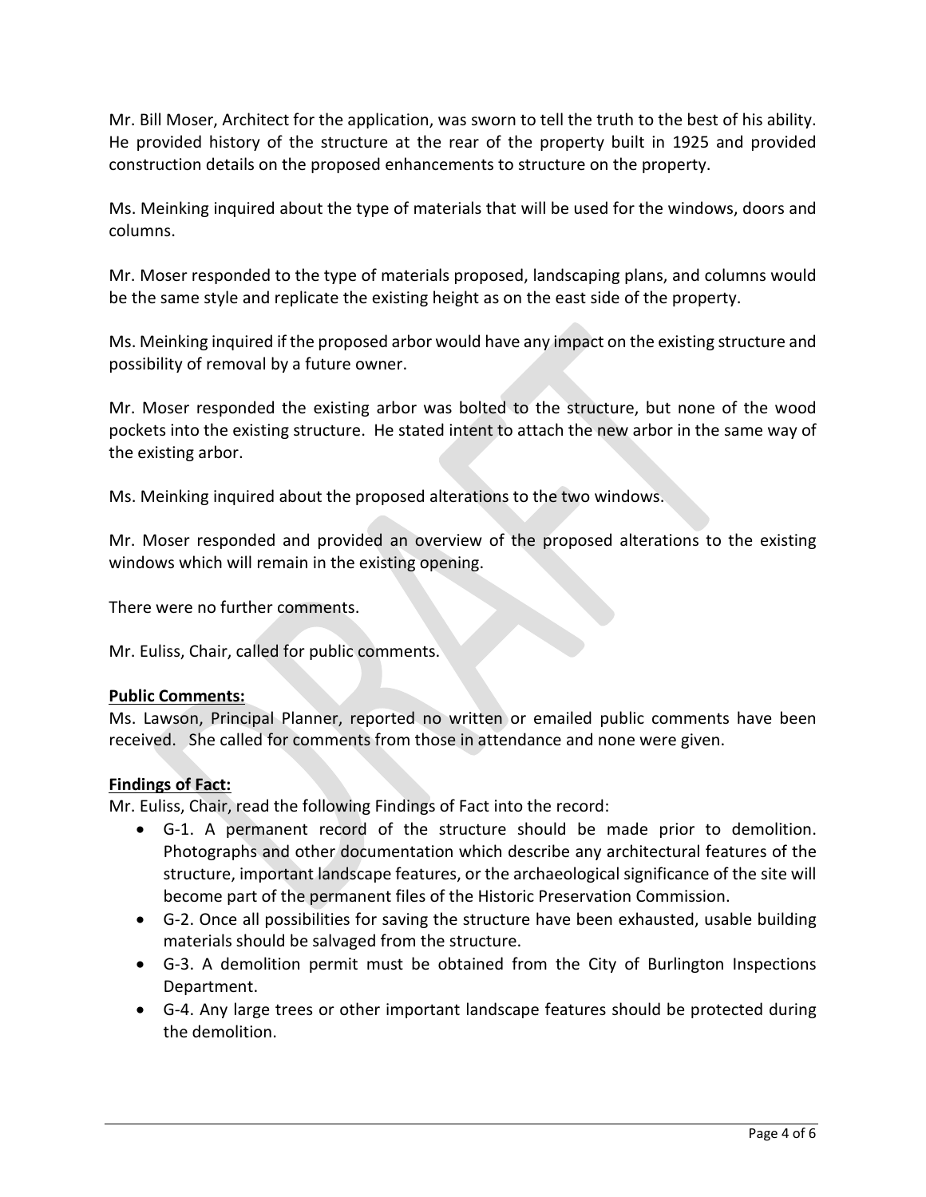Mr. Bill Moser, Architect for the application, was sworn to tell the truth to the best of his ability. He provided history of the structure at the rear of the property built in 1925 and provided construction details on the proposed enhancements to structure on the property.

Ms. Meinking inquired about the type of materials that will be used for the windows, doors and columns.

Mr. Moser responded to the type of materials proposed, landscaping plans, and columns would be the same style and replicate the existing height as on the east side of the property.

Ms. Meinking inquired if the proposed arbor would have any impact on the existing structure and possibility of removal by a future owner.

Mr. Moser responded the existing arbor was bolted to the structure, but none of the wood pockets into the existing structure. He stated intent to attach the new arbor in the same way of the existing arbor.

Ms. Meinking inquired about the proposed alterations to the two windows.

Mr. Moser responded and provided an overview of the proposed alterations to the existing windows which will remain in the existing opening.

There were no further comments.

Mr. Euliss, Chair, called for public comments.

**Public Comments:**
Ms. Lawson, Principal Planner, reported no written or emailed public comments have been received. She called for comments from those in attendance and none were given.

**Findings of Fact:**
Mr. Euliss, Chair, read the following Findings of Fact into the record:

- G-1. A permanent record of the structure should be made prior to demolition. Photographs and other documentation which describe any architectural features of the structure, important landscape features, or the archaeological significance of the site will become part of the permanent files of the Historic Preservation Commission.
- G-2. Once all possibilities for saving the structure have been exhausted, usable building materials should be salvaged from the structure.
- G-3. A demolition permit must be obtained from the City of Burlington Inspections Department.
- G-4. Any large trees or other important landscape features should be protected during the demolition.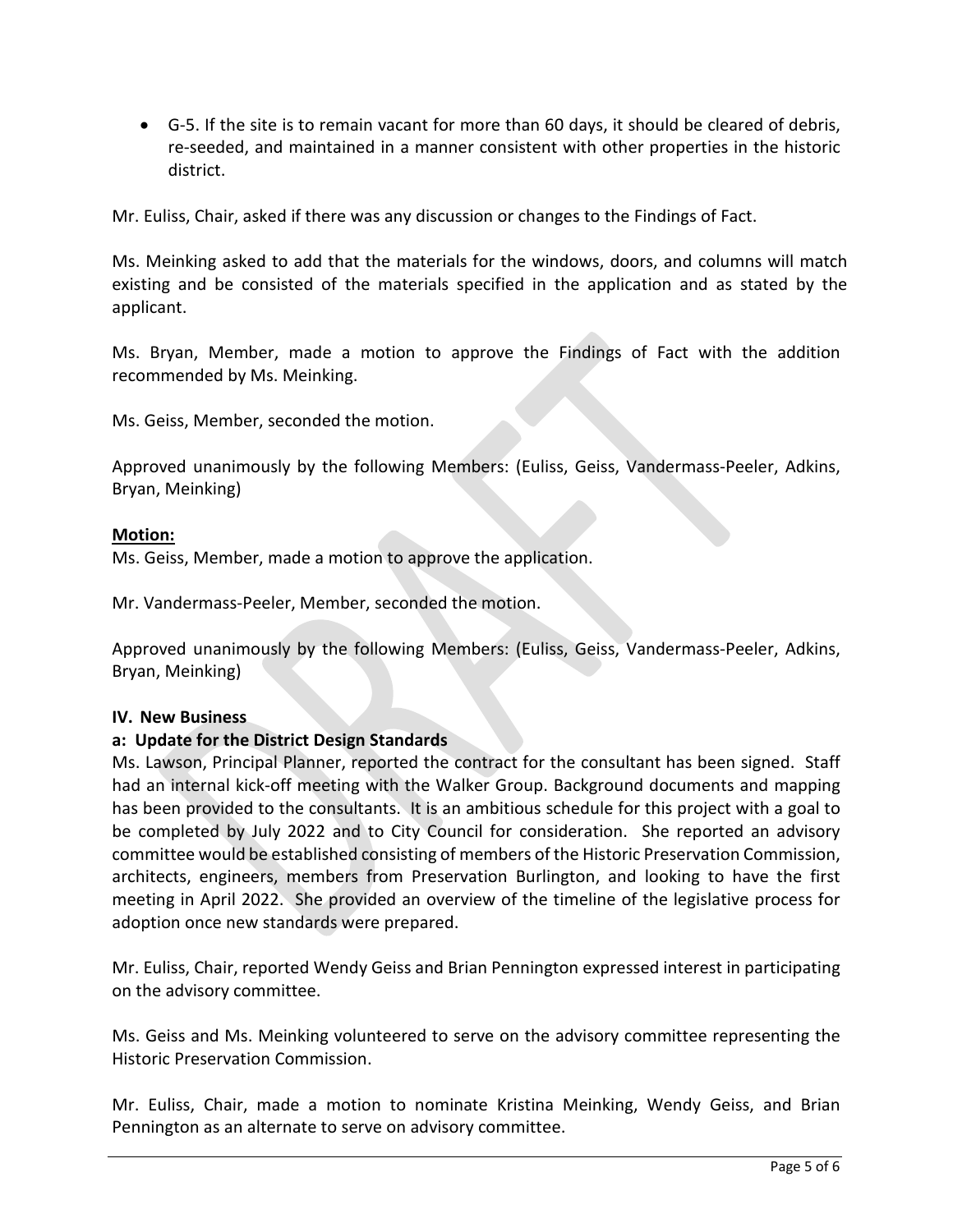- G-5. If the site is to remain vacant for more than 60 days, it should be cleared of debris, re-seeded, and maintained in a manner consistent with other properties in the historic district.

Mr. Euliss, Chair, asked if there was any discussion or changes to the Findings of Fact.

Ms. Meinking asked to add that the materials for the windows, doors, and columns will match existing and be consisted of the materials specified in the application and as stated by the applicant.

Ms. Bryan, Member, made a motion to approve the Findings of Fact with the addition recommended by Ms. Meinking.

Ms. Geiss, Member, seconded the motion.

Approved unanimously by the following Members: (Euliss, Geiss, Vandermass-Peeler, Adkins, Bryan, Meinking)

**<u>Motion:</u>**
Ms. Geiss, Member, made a motion to approve the application.

Mr. Vandermass-Peeler, Member, seconded the motion.

Approved unanimously by the following Members: (Euliss, Geiss, Vandermass-Peeler, Adkins, Bryan, Meinking)

**IV. New Business**

**a: Update for the District Design Standards**

Ms. Lawson, Principal Planner, reported the contract for the consultant has been signed. Staff had an internal kick-off meeting with the Walker Group. Background documents and mapping has been provided to the consultants. It is an ambitious schedule for this project with a goal to be completed by July 2022 and to City Council for consideration. She reported an advisory committee would be established consisting of members of the Historic Preservation Commission, architects, engineers, members from Preservation Burlington, and looking to have the first meeting in April 2022. She provided an overview of the timeline of the legislative process for adoption once new standards were prepared.

Mr. Euliss, Chair, reported Wendy Geiss and Brian Pennington expressed interest in participating on the advisory committee.

Ms. Geiss and Ms. Meinking volunteered to serve on the advisory committee representing the Historic Preservation Commission.

Mr. Euliss, Chair, made a motion to nominate Kristina Meinking, Wendy Geiss, and Brian Pennington as an alternate to serve on advisory committee.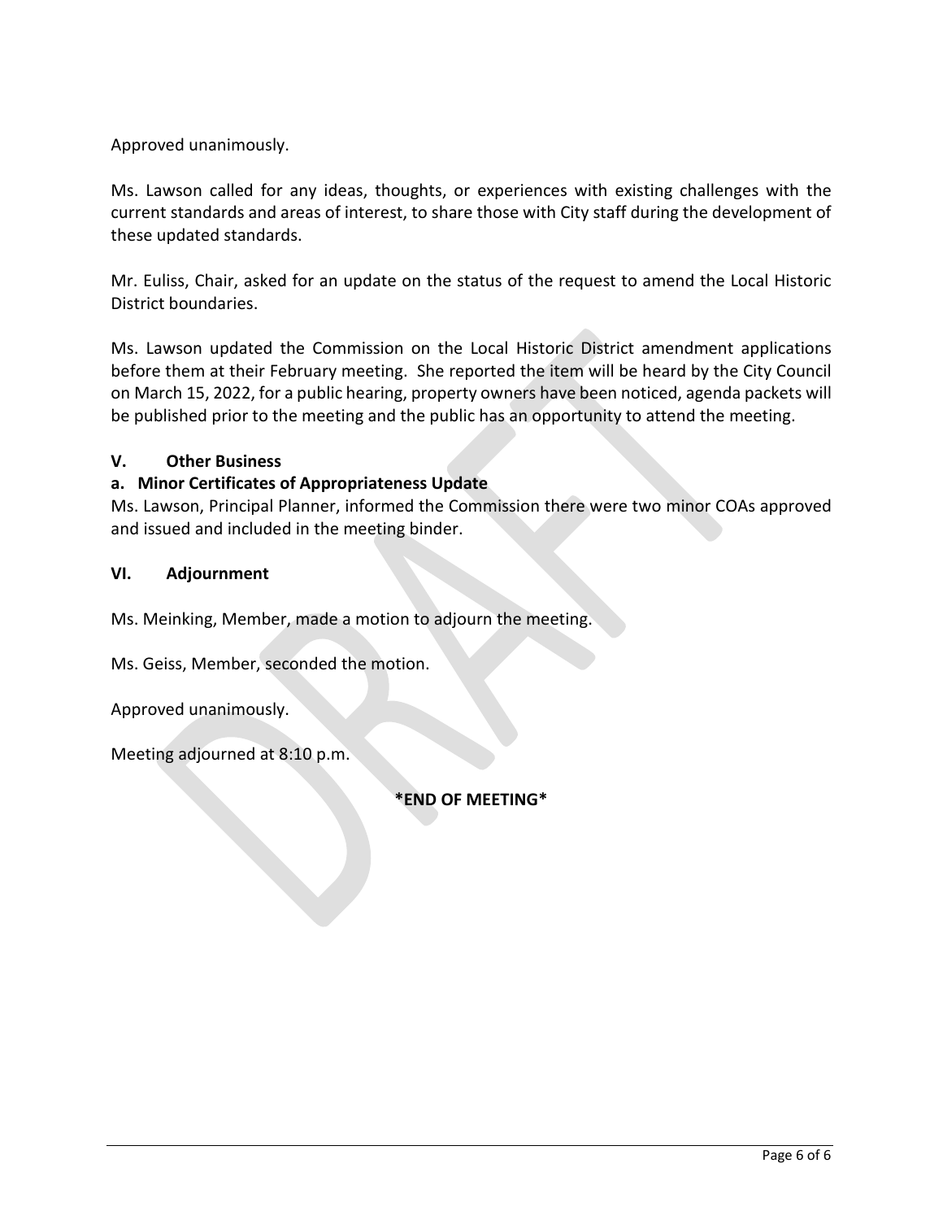Approved unanimously.

Ms. Lawson called for any ideas, thoughts, or experiences with existing challenges with the current standards and areas of interest, to share those with City staff during the development of these updated standards.

Mr. Euliss, Chair, asked for an update on the status of the request to amend the Local Historic District boundaries.

Ms. Lawson updated the Commission on the Local Historic District amendment applications before them at their February meeting. She reported the item will be heard by the City Council on March 15, 2022, for a public hearing, property owners have been noticed, agenda packets will be published prior to the meeting and the public has an opportunity to attend the meeting.

## V. Other Business

### a. Minor Certificates of Appropriateness Update

Ms. Lawson, Principal Planner, informed the Commission there were two minor COAs approved and issued and included in the meeting binder.

## VI. Adjournment

Ms. Meinking, Member, made a motion to adjourn the meeting.

Ms. Geiss, Member, seconded the motion.

Approved unanimously.

Meeting adjourned at 8:10 p.m.

**\*END OF MEETING\***